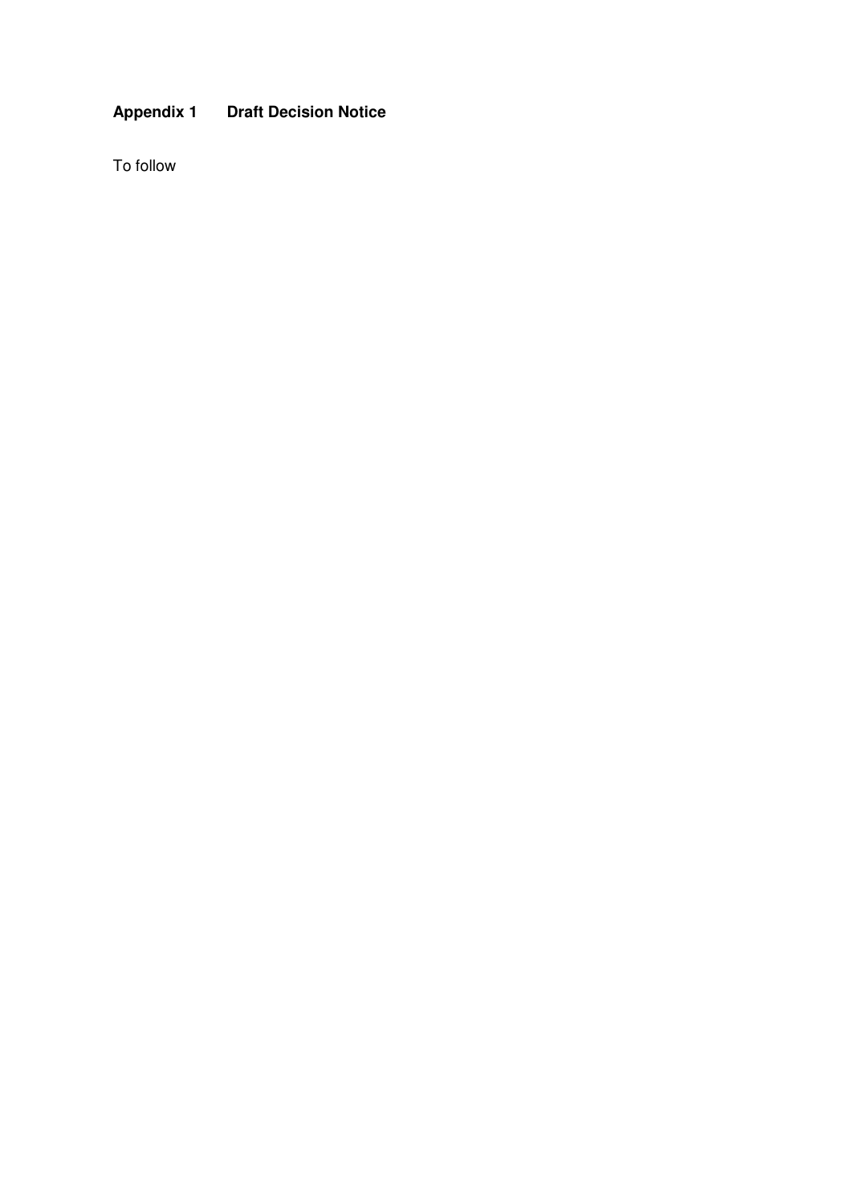## Appendix 1 Draft Decision Notice

To follow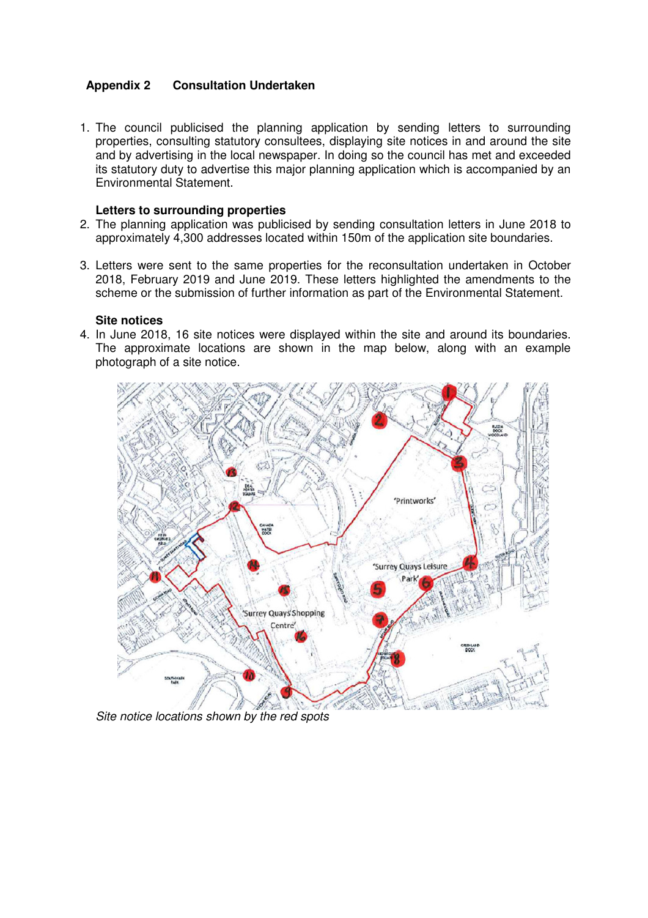## Appendix 2 Consultation Undertaken

1. The council publicised the planning application by sending letters to surrounding properties, consulting statutory consultees, displaying site notices in and around the site and by advertising in the local newspaper. In doing so the council has met and exceeded its statutory duty to advertise this major planning application which is accompanied by an Environmental Statement.

### Letters to surrounding properties

2. The planning application was publicised by sending consultation letters in June 2018 to approximately 4,300 addresses located within 150m of the application site boundaries.

3. Letters were sent to the same properties for the reconsultation undertaken in October 2018, February 2019 and June 2019. These letters highlighted the amendments to the scheme or the submission of further information as part of the Environmental Statement.

### Site notices

4. In June 2018, 16 site notices were displayed within the site and around its boundaries. The approximate locations are shown in the map below, along with an example photograph of a site notice.

*Site notice locations shown by the red spots*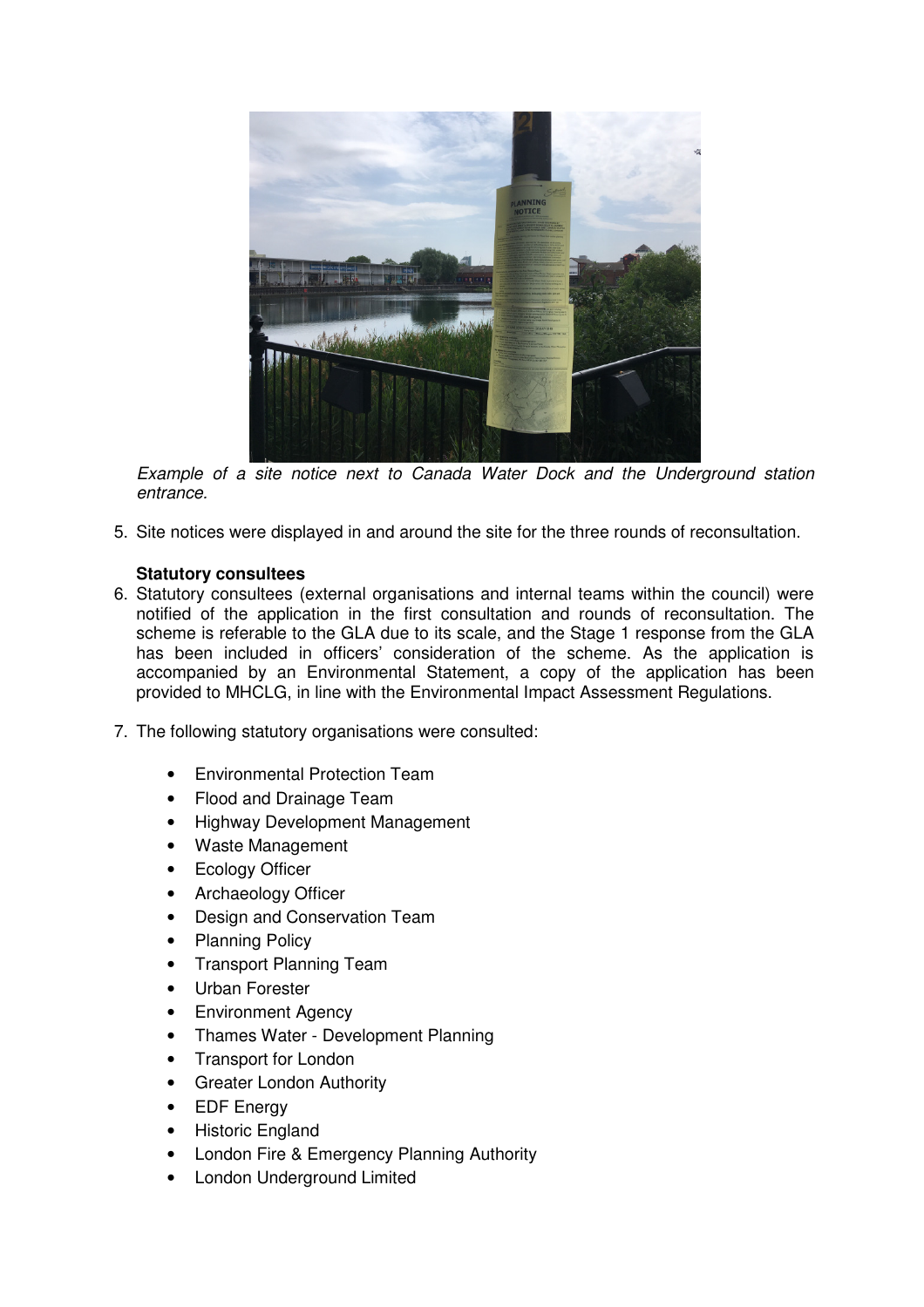*Example of a site notice next to Canada Water Dock and the Underground station entrance.*

5. Site notices were displayed in and around the site for the three rounds of reconsultation.

**Statutory consultees**

6. Statutory consultees (external organisations and internal teams within the council) were notified of the application in the first consultation and rounds of reconsultation. The scheme is referable to the GLA due to its scale, and the Stage 1 response from the GLA has been included in officers' consideration of the scheme. As the application is accompanied by an Environmental Statement, a copy of the application has been provided to MHCLG, in line with the Environmental Impact Assessment Regulations.

7. The following statutory organisations were consulted:

   - Environmental Protection Team
   - Flood and Drainage Team
   - Highway Development Management
   - Waste Management
   - Ecology Officer
   - Archaeology Officer
   - Design and Conservation Team
   - Planning Policy
   - Transport Planning Team
   - Urban Forester
   - Environment Agency
   - Thames Water - Development Planning
   - Transport for London
   - Greater London Authority
   - EDF Energy
   - Historic England
   - London Fire & Emergency Planning Authority
   - London Underground Limited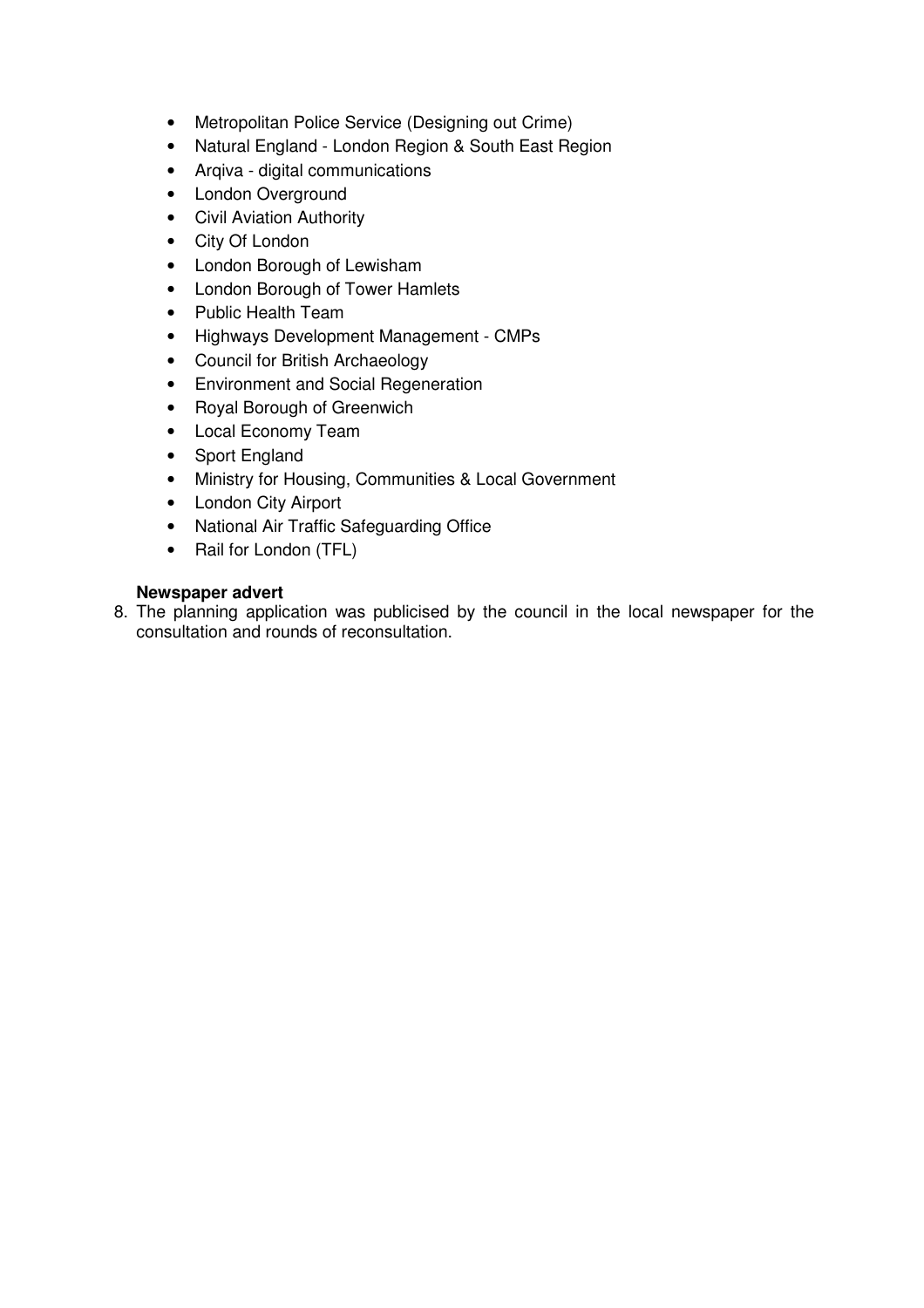- Metropolitan Police Service (Designing out Crime)
- Natural England - London Region & South East Region
- Arqiva - digital communications
- London Overground
- Civil Aviation Authority
- City Of London
- London Borough of Lewisham
- London Borough of Tower Hamlets
- Public Health Team
- Highways Development Management - CMPs
- Council for British Archaeology
- Environment and Social Regeneration
- Royal Borough of Greenwich
- Local Economy Team
- Sport England
- Ministry for Housing, Communities & Local Government
- London City Airport
- National Air Traffic Safeguarding Office
- Rail for London (TFL)

**Newspaper advert**

8. The planning application was publicised by the council in the local newspaper for the consultation and rounds of reconsultation.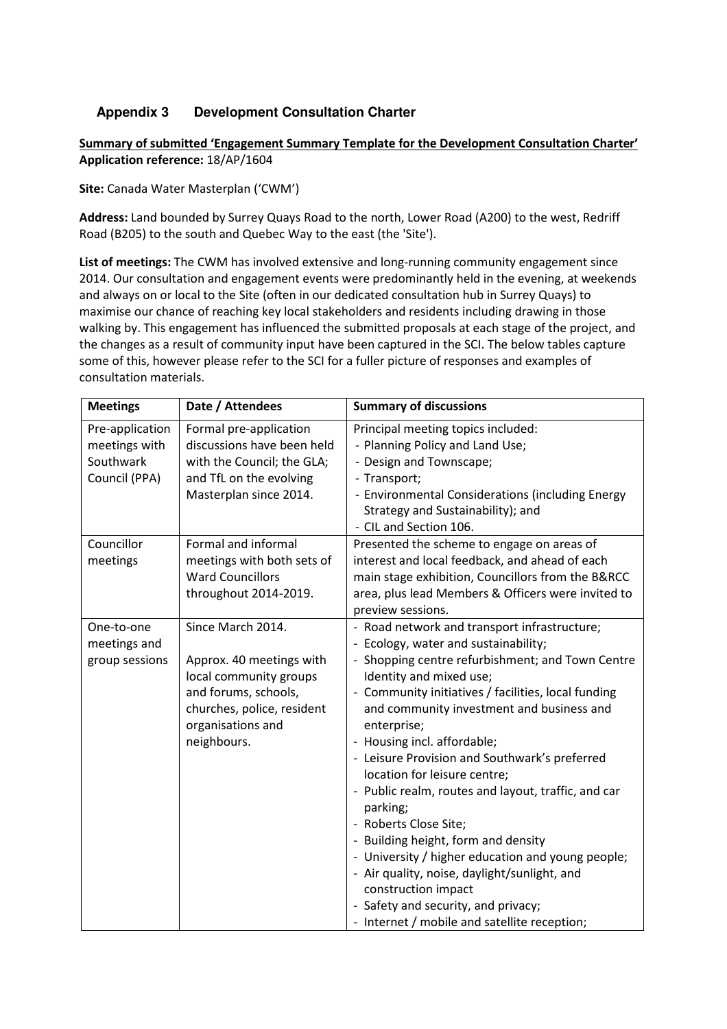## Appendix 3 Development Consultation Charter

**Summary of submitted 'Engagement Summary Template for the Development Consultation Charter'**
**Application reference:** 18/AP/1604

**Site:** Canada Water Masterplan ('CWM')

**Address:** Land bounded by Surrey Quays Road to the north, Lower Road (A200) to the west, Redriff Road (B205) to the south and Quebec Way to the east (the 'Site').

**List of meetings:** The CWM has involved extensive and long-running community engagement since 2014. Our consultation and engagement events were predominantly held in the evening, at weekends and always on or local to the Site (often in our dedicated consultation hub in Surrey Quays) to maximise our chance of reaching key local stakeholders and residents including drawing in those walking by. This engagement has influenced the submitted proposals at each stage of the project, and the changes as a result of community input have been captured in the SCI. The below tables capture some of this, however please refer to the SCI for a fuller picture of responses and examples of consultation materials.

| Meetings | Date / Attendees | Summary of discussions |
|---|---|---|
| Pre-application meetings with Southwark Council (PPA) | Formal pre-application discussions have been held with the Council; the GLA; and TfL on the evolving Masterplan since 2014. | Principal meeting topics included:<br>- Planning Policy and Land Use;<br>- Design and Townscape;<br>- Transport;<br>- Environmental Considerations (including Energy Strategy and Sustainability); and<br>- CIL and Section 106. |
| Councillor meetings | Formal and informal meetings with both sets of Ward Councillors throughout 2014-2019. | Presented the scheme to engage on areas of interest and local feedback, and ahead of each main stage exhibition, Councillors from the B&RCC area, plus lead Members & Officers were invited to preview sessions. |
| One-to-one meetings and group sessions | Since March 2014.<br><br>Approx. 40 meetings with local community groups and forums, schools, churches, police, resident organisations and neighbours. | - Road network and transport infrastructure;<br>- Ecology, water and sustainability;<br>- Shopping centre refurbishment; and Town Centre Identity and mixed use;<br>- Community initiatives / facilities, local funding and community investment and business and enterprise;<br>- Housing incl. affordable;<br>- Leisure Provision and Southwark's preferred location for leisure centre;<br>- Public realm, routes and layout, traffic, and car parking;<br>- Roberts Close Site;<br>- Building height, form and density<br>- University / higher education and young people;<br>- Air quality, noise, daylight/sunlight, and construction impact<br>- Safety and security, and privacy;<br>- Internet / mobile and satellite reception; |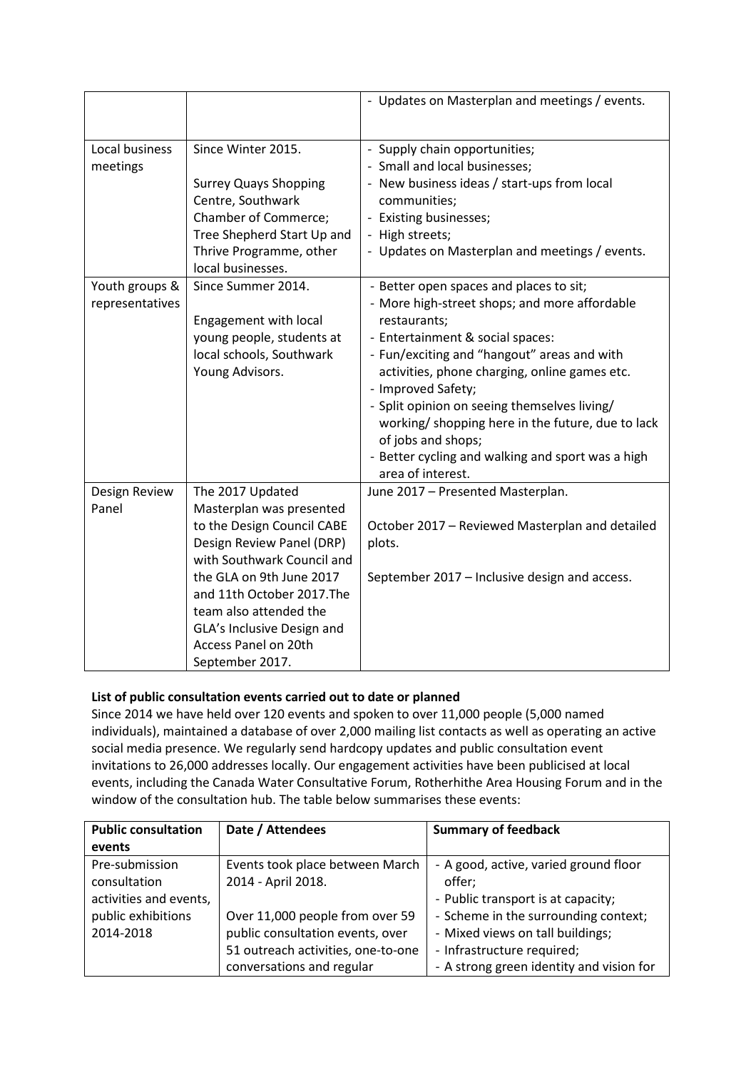| | | - Updates on Masterplan and meetings / events. |
|---|---|---|
| Local business meetings | Since Winter 2015.<br><br>Surrey Quays Shopping Centre, Southwark Chamber of Commerce; Tree Shepherd Start Up and Thrive Programme, other local businesses. | - Supply chain opportunities;<br>- Small and local businesses;<br>- New business ideas / start-ups from local communities;<br>- Existing businesses;<br>- High streets;<br>- Updates on Masterplan and meetings / events. |
| Youth groups & representatives | Since Summer 2014.<br><br>Engagement with local young people, students at local schools, Southwark Young Advisors. | - Better open spaces and places to sit;<br>- More high-street shops; and more affordable restaurants;<br>- Entertainment & social spaces:<br>- Fun/exciting and "hangout" areas and with activities, phone charging, online games etc.<br>- Improved Safety;<br>- Split opinion on seeing themselves living/ working/ shopping here in the future, due to lack of jobs and shops;<br>- Better cycling and walking and sport was a high area of interest. |
| Design Review Panel | The 2017 Updated Masterplan was presented to the Design Council CABE Design Review Panel (DRP) with Southwark Council and the GLA on 9th June 2017 and 11th October 2017.The team also attended the GLA's Inclusive Design and Access Panel on 20th September 2017. | June 2017 – Presented Masterplan.<br><br>October 2017 – Reviewed Masterplan and detailed plots.<br><br>September 2017 – Inclusive design and access. |

**List of public consultation events carried out to date or planned**

Since 2014 we have held over 120 events and spoken to over 11,000 people (5,000 named individuals), maintained a database of over 2,000 mailing list contacts as well as operating an active social media presence. We regularly send hardcopy updates and public consultation event invitations to 26,000 addresses locally. Our engagement activities have been publicised at local events, including the Canada Water Consultative Forum, Rotherhithe Area Housing Forum and in the window of the consultation hub. The table below summarises these events:

| Public consultation events | Date / Attendees | Summary of feedback |
|---|---|---|
| Pre-submission consultation activities and events, public exhibitions 2014-2018 | Events took place between March 2014 - April 2018.<br><br>Over 11,000 people from over 59 public consultation events, over 51 outreach activities, one-to-one conversations and regular | - A good, active, varied ground floor offer;<br>- Public transport is at capacity;<br>- Scheme in the surrounding context;<br>- Mixed views on tall buildings;<br>- Infrastructure required;<br>- A strong green identity and vision for |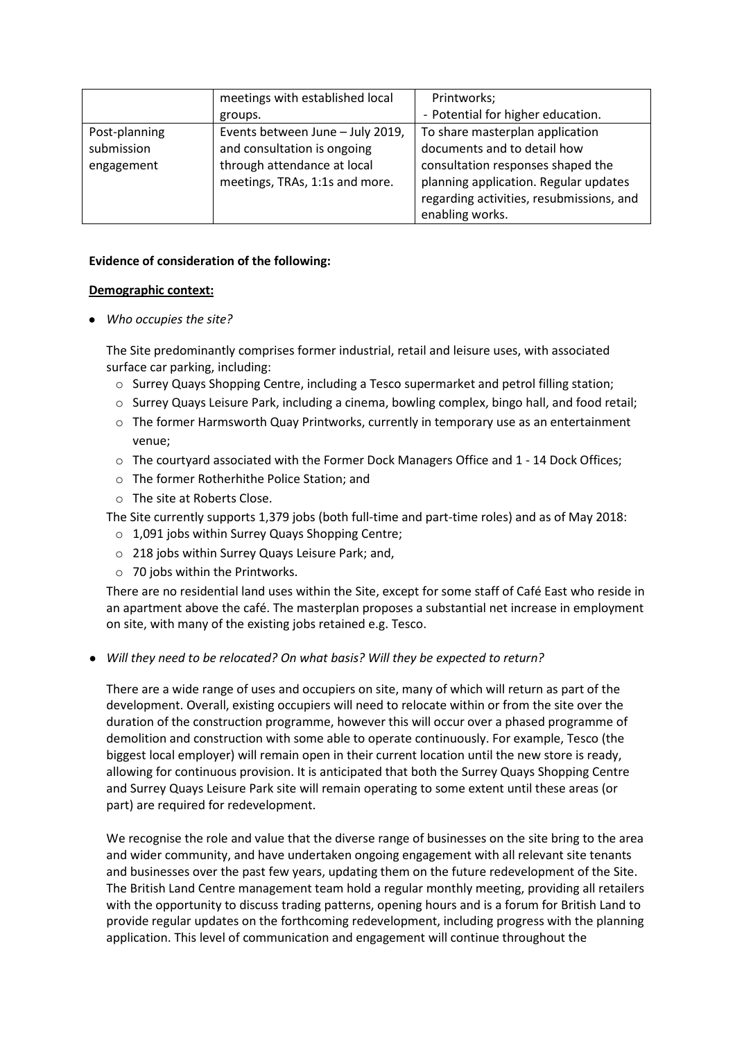| | | |
|---|---|---|
| | meetings with established local groups. | Printworks;<br>- Potential for higher education. |
| Post-planning submission engagement | Events between June – July 2019, and consultation is ongoing through attendance at local meetings, TRAs, 1:1s and more. | To share masterplan application documents and to detail how consultation responses shaped the planning application. Regular updates regarding activities, resubmissions, and enabling works. |

**Evidence of consideration of the following:**

**Demographic context:**

- *Who occupies the site?*

  The Site predominantly comprises former industrial, retail and leisure uses, with associated surface car parking, including:
  - Surrey Quays Shopping Centre, including a Tesco supermarket and petrol filling station;
  - Surrey Quays Leisure Park, including a cinema, bowling complex, bingo hall, and food retail;
  - The former Harmsworth Quay Printworks, currently in temporary use as an entertainment venue;
  - The courtyard associated with the Former Dock Managers Office and 1 - 14 Dock Offices;
  - The former Rotherhithe Police Station; and
  - The site at Roberts Close.

  The Site currently supports 1,379 jobs (both full-time and part-time roles) and as of May 2018:
  - 1,091 jobs within Surrey Quays Shopping Centre;
  - 218 jobs within Surrey Quays Leisure Park; and,
  - 70 jobs within the Printworks.

  There are no residential land uses within the Site, except for some staff of Café East who reside in an apartment above the café. The masterplan proposes a substantial net increase in employment on site, with many of the existing jobs retained e.g. Tesco.

- *Will they need to be relocated? On what basis? Will they be expected to return?*

  There are a wide range of uses and occupiers on site, many of which will return as part of the development. Overall, existing occupiers will need to relocate within or from the site over the duration of the construction programme, however this will occur over a phased programme of demolition and construction with some able to operate continuously. For example, Tesco (the biggest local employer) will remain open in their current location until the new store is ready, allowing for continuous provision. It is anticipated that both the Surrey Quays Shopping Centre and Surrey Quays Leisure Park site will remain operating to some extent until these areas (or part) are required for redevelopment.

  We recognise the role and value that the diverse range of businesses on the site bring to the area and wider community, and have undertaken ongoing engagement with all relevant site tenants and businesses over the past few years, updating them on the future redevelopment of the Site. The British Land Centre management team hold a regular monthly meeting, providing all retailers with the opportunity to discuss trading patterns, opening hours and is a forum for British Land to provide regular updates on the forthcoming redevelopment, including progress with the planning application. This level of communication and engagement will continue throughout the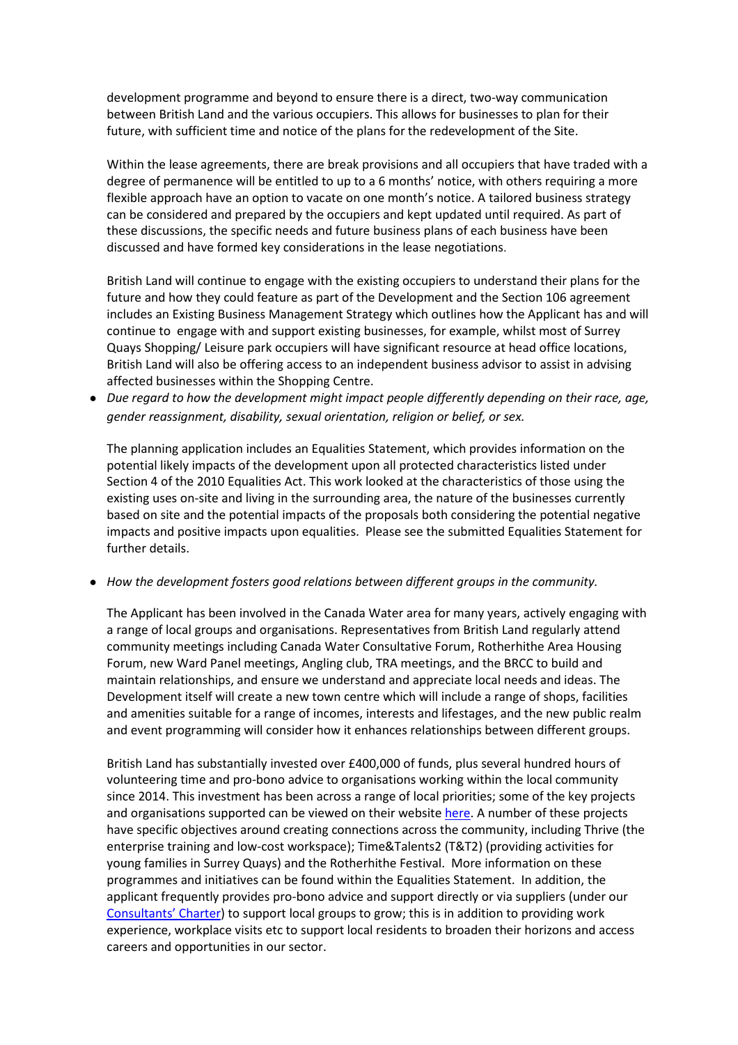development programme and beyond to ensure there is a direct, two-way communication between British Land and the various occupiers. This allows for businesses to plan for their future, with sufficient time and notice of the plans for the redevelopment of the Site.

Within the lease agreements, there are break provisions and all occupiers that have traded with a degree of permanence will be entitled to up to a 6 months' notice, with others requiring a more flexible approach have an option to vacate on one month's notice. A tailored business strategy can be considered and prepared by the occupiers and kept updated until required. As part of these discussions, the specific needs and future business plans of each business have been discussed and have formed key considerations in the lease negotiations.

British Land will continue to engage with the existing occupiers to understand their plans for the future and how they could feature as part of the Development and the Section 106 agreement includes an Existing Business Management Strategy which outlines how the Applicant has and will continue to engage with and support existing businesses, for example, whilst most of Surrey Quays Shopping/ Leisure park occupiers will have significant resource at head office locations, British Land will also be offering access to an independent business advisor to assist in advising affected businesses within the Shopping Centre.

- *Due regard to how the development might impact people differently depending on their race, age, gender reassignment, disability, sexual orientation, religion or belief, or sex.*

  The planning application includes an Equalities Statement, which provides information on the potential likely impacts of the development upon all protected characteristics listed under Section 4 of the 2010 Equalities Act. This work looked at the characteristics of those using the existing uses on-site and living in the surrounding area, the nature of the businesses currently based on site and the potential impacts of the proposals both considering the potential negative impacts and positive impacts upon equalities. Please see the submitted Equalities Statement for further details.

- *How the development fosters good relations between different groups in the community.*

  The Applicant has been involved in the Canada Water area for many years, actively engaging with a range of local groups and organisations. Representatives from British Land regularly attend community meetings including Canada Water Consultative Forum, Rotherhithe Area Housing Forum, new Ward Panel meetings, Angling club, TRA meetings, and the BRCC to build and maintain relationships, and ensure we understand and appreciate local needs and ideas. The Development itself will create a new town centre which will include a range of shops, facilities and amenities suitable for a range of incomes, interests and lifestages, and the new public realm and event programming will consider how it enhances relationships between different groups.

  British Land has substantially invested over £400,000 of funds, plus several hundred hours of volunteering time and pro-bono advice to organisations working within the local community since 2014. This investment has been across a range of local priorities; some of the key projects and organisations supported can be viewed on their website [here](). A number of these projects have specific objectives around creating connections across the community, including Thrive (the enterprise training and low-cost workspace); Time&Talents2 (T&T2) (providing activities for young families in Surrey Quays) and the Rotherhithe Festival. More information on these programmes and initiatives can be found within the Equalities Statement. In addition, the applicant frequently provides pro-bono advice and support directly or via suppliers (under our [Consultants' Charter]()) to support local groups to grow; this is in addition to providing work experience, workplace visits etc to support local residents to broaden their horizons and access careers and opportunities in our sector.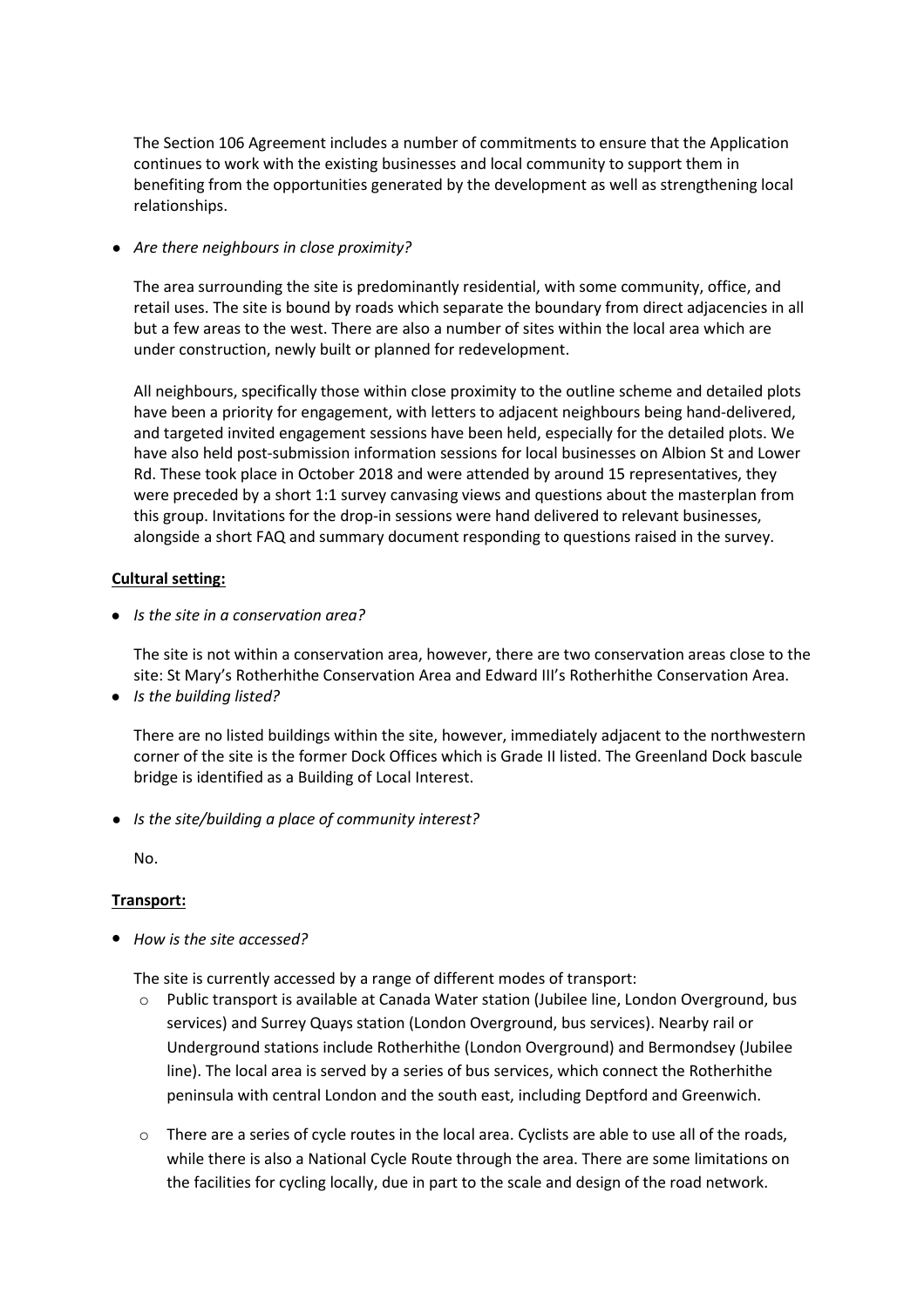The Section 106 Agreement includes a number of commitments to ensure that the Application continues to work with the existing businesses and local community to support them in benefiting from the opportunities generated by the development as well as strengthening local relationships.

- *Are there neighbours in close proximity?*

  The area surrounding the site is predominantly residential, with some community, office, and retail uses. The site is bound by roads which separate the boundary from direct adjacencies in all but a few areas to the west. There are also a number of sites within the local area which are under construction, newly built or planned for redevelopment.

  All neighbours, specifically those within close proximity to the outline scheme and detailed plots have been a priority for engagement, with letters to adjacent neighbours being hand-delivered, and targeted invited engagement sessions have been held, especially for the detailed plots. We have also held post-submission information sessions for local businesses on Albion St and Lower Rd. These took place in October 2018 and were attended by around 15 representatives, they were preceded by a short 1:1 survey canvasing views and questions about the masterplan from this group. Invitations for the drop-in sessions were hand delivered to relevant businesses, alongside a short FAQ and summary document responding to questions raised in the survey.

**Cultural setting:**

- *Is the site in a conservation area?*

  The site is not within a conservation area, however, there are two conservation areas close to the site: St Mary's Rotherhithe Conservation Area and Edward III's Rotherhithe Conservation Area.

- *Is the building listed?*

  There are no listed buildings within the site, however, immediately adjacent to the northwestern corner of the site is the former Dock Offices which is Grade II listed. The Greenland Dock bascule bridge is identified as a Building of Local Interest.

- *Is the site/building a place of community interest?*

  No.

**Transport:**

- *How is the site accessed?*

  The site is currently accessed by a range of different modes of transport:

  - Public transport is available at Canada Water station (Jubilee line, London Overground, bus services) and Surrey Quays station (London Overground, bus services). Nearby rail or Underground stations include Rotherhithe (London Overground) and Bermondsey (Jubilee line). The local area is served by a series of bus services, which connect the Rotherhithe peninsula with central London and the south east, including Deptford and Greenwich.

  - There are a series of cycle routes in the local area. Cyclists are able to use all of the roads, while there is also a National Cycle Route through the area. There are some limitations on the facilities for cycling locally, due in part to the scale and design of the road network.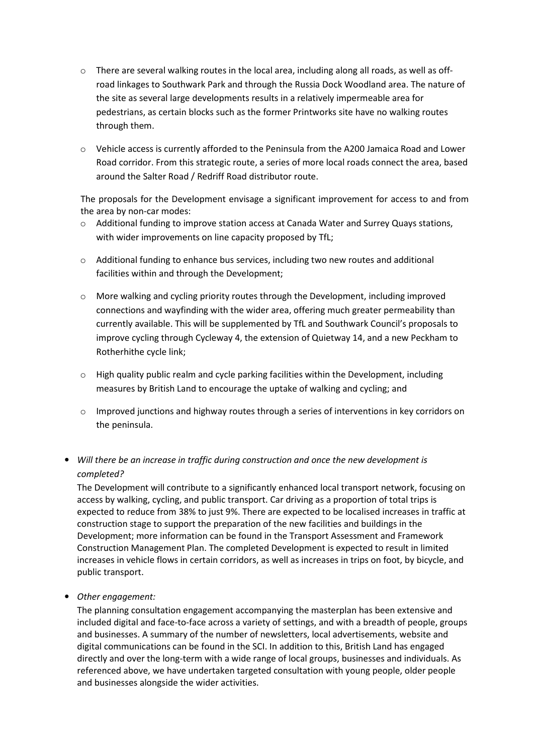- There are several walking routes in the local area, including along all roads, as well as off-road linkages to Southwark Park and through the Russia Dock Woodland area. The nature of the site as several large developments results in a relatively impermeable area for pedestrians, as certain blocks such as the former Printworks site have no walking routes through them.

   - Vehicle access is currently afforded to the Peninsula from the A200 Jamaica Road and Lower Road corridor. From this strategic route, a series of more local roads connect the area, based around the Salter Road / Redriff Road distributor route.

  The proposals for the Development envisage a significant improvement for access to and from the area by non-car modes:

   - Additional funding to improve station access at Canada Water and Surrey Quays stations, with wider improvements on line capacity proposed by TfL;

   - Additional funding to enhance bus services, including two new routes and additional facilities within and through the Development;

   - More walking and cycling priority routes through the Development, including improved connections and wayfinding with the wider area, offering much greater permeability than currently available. This will be supplemented by TfL and Southwark Council's proposals to improve cycling through Cycleway 4, the extension of Quietway 14, and a new Peckham to Rotherhithe cycle link;

   - High quality public realm and cycle parking facilities within the Development, including measures by British Land to encourage the uptake of walking and cycling; and

   - Improved junctions and highway routes through a series of interventions in key corridors on the peninsula.

- *Will there be an increase in traffic during construction and once the new development is completed?*

  The Development will contribute to a significantly enhanced local transport network, focusing on access by walking, cycling, and public transport. Car driving as a proportion of total trips is expected to reduce from 38% to just 9%. There are expected to be localised increases in traffic at construction stage to support the preparation of the new facilities and buildings in the Development; more information can be found in the Transport Assessment and Framework Construction Management Plan. The completed Development is expected to result in limited increases in vehicle flows in certain corridors, as well as increases in trips on foot, by bicycle, and public transport.

- *Other engagement:*

  The planning consultation engagement accompanying the masterplan has been extensive and included digital and face-to-face across a variety of settings, and with a breadth of people, groups and businesses. A summary of the number of newsletters, local advertisements, website and digital communications can be found in the SCI. In addition to this, British Land has engaged directly and over the long-term with a wide range of local groups, businesses and individuals. As referenced above, we have undertaken targeted consultation with young people, older people and businesses alongside the wider activities.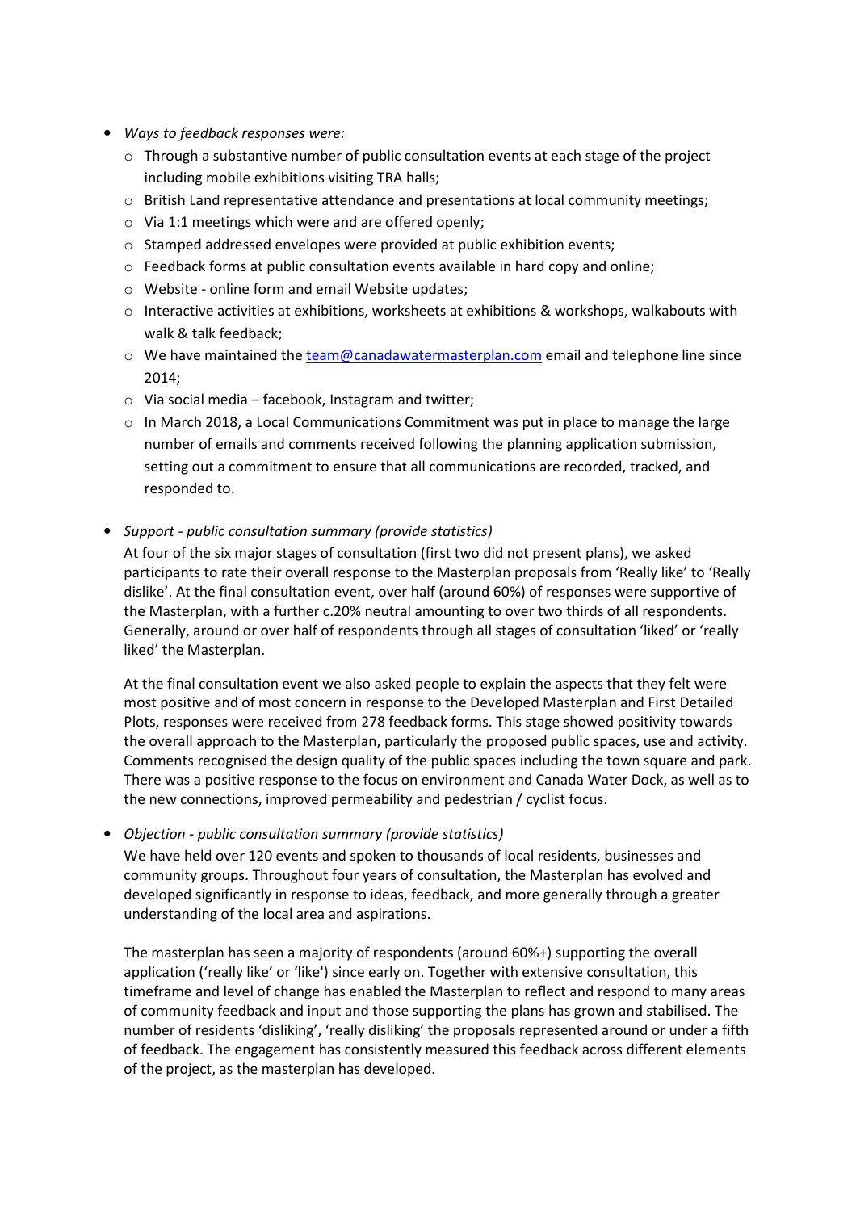- *Ways to feedback responses were:*
  - Through a substantive number of public consultation events at each stage of the project including mobile exhibitions visiting TRA halls;
  - British Land representative attendance and presentations at local community meetings;
  - Via 1:1 meetings which were and are offered openly;
  - Stamped addressed envelopes were provided at public exhibition events;
  - Feedback forms at public consultation events available in hard copy and online;
  - Website - online form and email Website updates;
  - Interactive activities at exhibitions, worksheets at exhibitions & workshops, walkabouts with walk & talk feedback;
  - We have maintained the team@canadawatermasterplan.com email and telephone line since 2014;
  - Via social media – facebook, Instagram and twitter;
  - In March 2018, a Local Communications Commitment was put in place to manage the large number of emails and comments received following the planning application submission, setting out a commitment to ensure that all communications are recorded, tracked, and responded to.

- *Support - public consultation summary (provide statistics)*

  At four of the six major stages of consultation (first two did not present plans), we asked participants to rate their overall response to the Masterplan proposals from 'Really like' to 'Really dislike'. At the final consultation event, over half (around 60%) of responses were supportive of the Masterplan, with a further c.20% neutral amounting to over two thirds of all respondents. Generally, around or over half of respondents through all stages of consultation 'liked' or 'really liked' the Masterplan.

  At the final consultation event we also asked people to explain the aspects that they felt were most positive and of most concern in response to the Developed Masterplan and First Detailed Plots, responses were received from 278 feedback forms. This stage showed positivity towards the overall approach to the Masterplan, particularly the proposed public spaces, use and activity. Comments recognised the design quality of the public spaces including the town square and park. There was a positive response to the focus on environment and Canada Water Dock, as well as to the new connections, improved permeability and pedestrian / cyclist focus.

- *Objection - public consultation summary (provide statistics)*

  We have held over 120 events and spoken to thousands of local residents, businesses and community groups. Throughout four years of consultation, the Masterplan has evolved and developed significantly in response to ideas, feedback, and more generally through a greater understanding of the local area and aspirations.

  The masterplan has seen a majority of respondents (around 60%+) supporting the overall application ('really like' or 'like') since early on. Together with extensive consultation, this timeframe and level of change has enabled the Masterplan to reflect and respond to many areas of community feedback and input and those supporting the plans has grown and stabilised. The number of residents 'disliking', 'really disliking' the proposals represented around or under a fifth of feedback. The engagement has consistently measured this feedback across different elements of the project, as the masterplan has developed.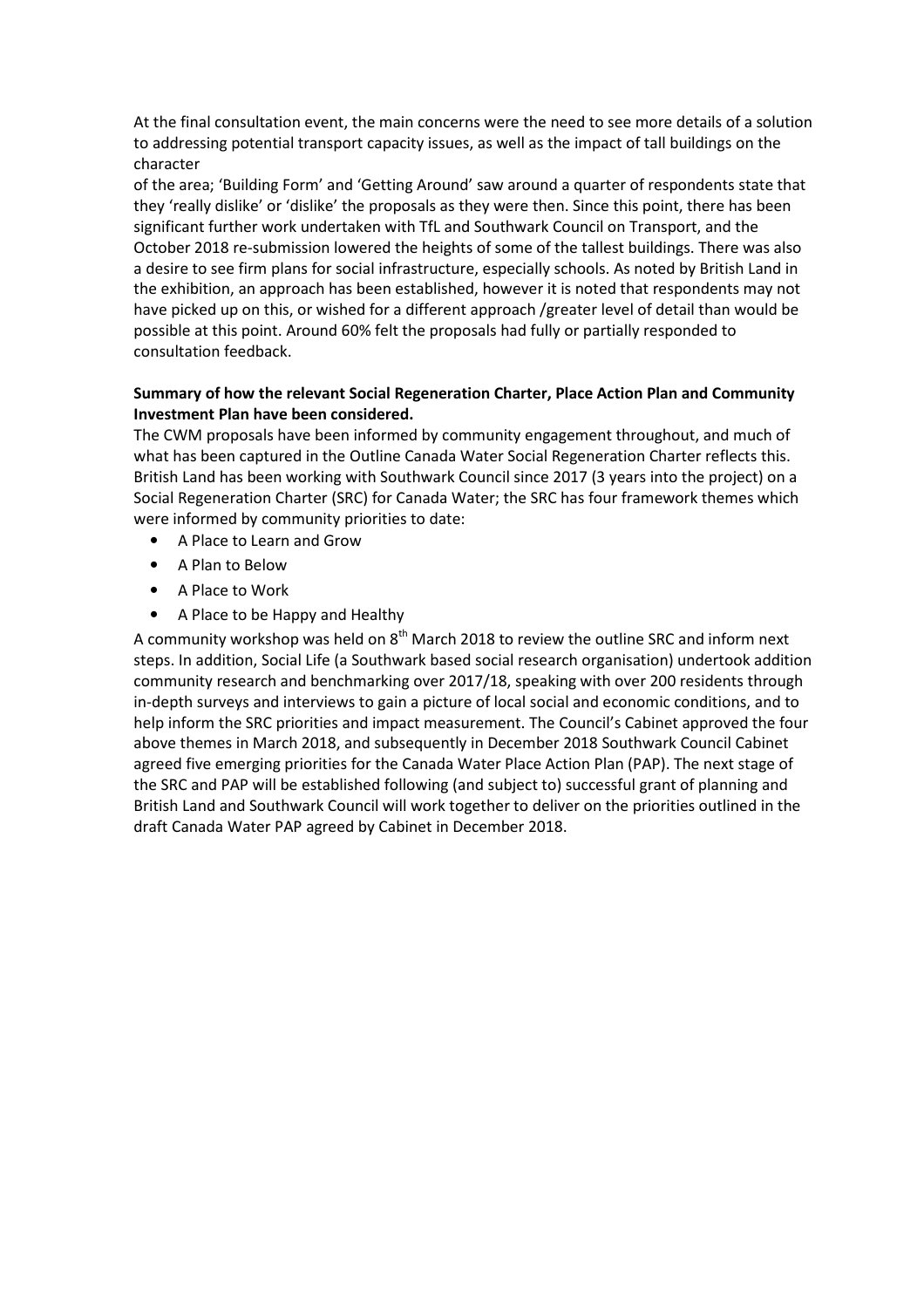At the final consultation event, the main concerns were the need to see more details of a solution to addressing potential transport capacity issues, as well as the impact of tall buildings on the character
of the area; 'Building Form' and 'Getting Around' saw around a quarter of respondents state that they 'really dislike' or 'dislike' the proposals as they were then. Since this point, there has been significant further work undertaken with TfL and Southwark Council on Transport, and the October 2018 re-submission lowered the heights of some of the tallest buildings. There was also a desire to see firm plans for social infrastructure, especially schools. As noted by British Land in the exhibition, an approach has been established, however it is noted that respondents may not have picked up on this, or wished for a different approach /greater level of detail than would be possible at this point. Around 60% felt the proposals had fully or partially responded to consultation feedback.

**Summary of how the relevant Social Regeneration Charter, Place Action Plan and Community Investment Plan have been considered.**

The CWM proposals have been informed by community engagement throughout, and much of what has been captured in the Outline Canada Water Social Regeneration Charter reflects this. British Land has been working with Southwark Council since 2017 (3 years into the project) on a Social Regeneration Charter (SRC) for Canada Water; the SRC has four framework themes which were informed by community priorities to date:

- A Place to Learn and Grow
- A Plan to Below
- A Place to Work
- A Place to be Happy and Healthy

A community workshop was held on 8th March 2018 to review the outline SRC and inform next steps. In addition, Social Life (a Southwark based social research organisation) undertook addition community research and benchmarking over 2017/18, speaking with over 200 residents through in-depth surveys and interviews to gain a picture of local social and economic conditions, and to help inform the SRC priorities and impact measurement. The Council's Cabinet approved the four above themes in March 2018, and subsequently in December 2018 Southwark Council Cabinet agreed five emerging priorities for the Canada Water Place Action Plan (PAP). The next stage of the SRC and PAP will be established following (and subject to) successful grant of planning and British Land and Southwark Council will work together to deliver on the priorities outlined in the draft Canada Water PAP agreed by Cabinet in December 2018.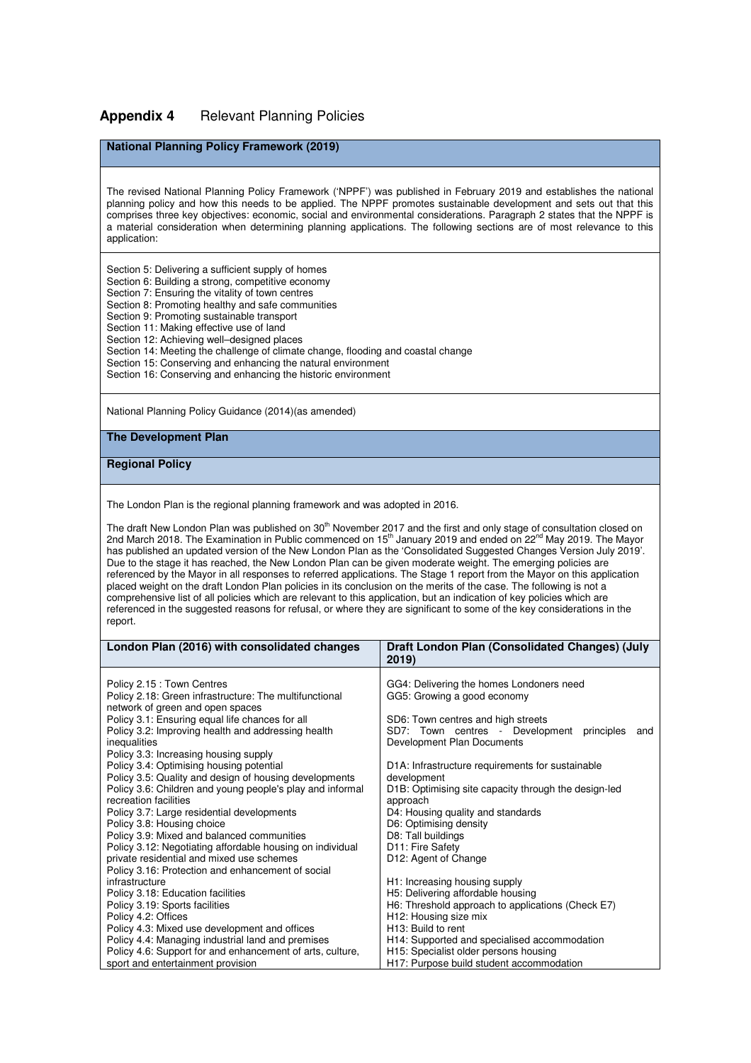## Appendix 4 Relevant Planning Policies

**National Planning Policy Framework (2019)**

The revised National Planning Policy Framework ('NPPF') was published in February 2019 and establishes the national planning policy and how this needs to be applied. The NPPF promotes sustainable development and sets out that this comprises three key objectives: economic, social and environmental considerations. Paragraph 2 states that the NPPF is a material consideration when determining planning applications. The following sections are of most relevance to this application:

Section 5: Delivering a sufficient supply of homes
Section 6: Building a strong, competitive economy
Section 7: Ensuring the vitality of town centres
Section 8: Promoting healthy and safe communities
Section 9: Promoting sustainable transport
Section 11: Making effective use of land
Section 12: Achieving well–designed places
Section 14: Meeting the challenge of climate change, flooding and coastal change
Section 15: Conserving and enhancing the natural environment
Section 16: Conserving and enhancing the historic environment

National Planning Policy Guidance (2014)(as amended)

**The Development Plan**

**Regional Policy**

The London Plan is the regional planning framework and was adopted in 2016.

The draft New London Plan was published on 30th November 2017 and the first and only stage of consultation closed on 2nd March 2018. The Examination in Public commenced on 15th January 2019 and ended on 22nd May 2019. The Mayor has published an updated version of the New London Plan as the 'Consolidated Suggested Changes Version July 2019'. Due to the stage it has reached, the New London Plan can be given moderate weight. The emerging policies are referenced by the Mayor in all responses to referred applications. The Stage 1 report from the Mayor on this application placed weight on the draft London Plan policies in its conclusion on the merits of the case. The following is not a comprehensive list of all policies which are relevant to this application, but an indication of key policies which are referenced in the suggested reasons for refusal, or where they are significant to some of the key considerations in the report.

| London Plan (2016) with consolidated changes | Draft London Plan (Consolidated Changes) (July 2019) |
|---|---|
| Policy 2.15 : Town Centres<br>Policy 2.18: Green infrastructure: The multifunctional network of green and open spaces<br>Policy 3.1: Ensuring equal life chances for all<br>Policy 3.2: Improving health and addressing health inequalities<br>Policy 3.3: Increasing housing supply<br>Policy 3.4: Optimising housing potential<br>Policy 3.5: Quality and design of housing developments<br>Policy 3.6: Children and young people's play and informal recreation facilities<br>Policy 3.7: Large residential developments<br>Policy 3.8: Housing choice<br>Policy 3.9: Mixed and balanced communities<br>Policy 3.12: Negotiating affordable housing on individual private residential and mixed use schemes<br>Policy 3.16: Protection and enhancement of social infrastructure<br>Policy 3.18: Education facilities<br>Policy 3.19: Sports facilities<br>Policy 4.2: Offices<br>Policy 4.3: Mixed use development and offices<br>Policy 4.4: Managing industrial land and premises<br>Policy 4.6: Support for and enhancement of arts, culture, sport and entertainment provision | GG4: Delivering the homes Londoners need<br>GG5: Growing a good economy<br><br>SD6: Town centres and high streets<br>SD7: Town centres - Development principles and Development Plan Documents<br><br>D1A: Infrastructure requirements for sustainable development<br>D1B: Optimising site capacity through the design-led approach<br>D4: Housing quality and standards<br>D6: Optimising density<br>D8: Tall buildings<br>D11: Fire Safety<br>D12: Agent of Change<br><br>H1: Increasing housing supply<br>H5: Delivering affordable housing<br>H6: Threshold approach to applications (Check E7)<br>H12: Housing size mix<br>H13: Build to rent<br>H14: Supported and specialised accommodation<br>H15: Specialist older persons housing<br>H17: Purpose build student accommodation |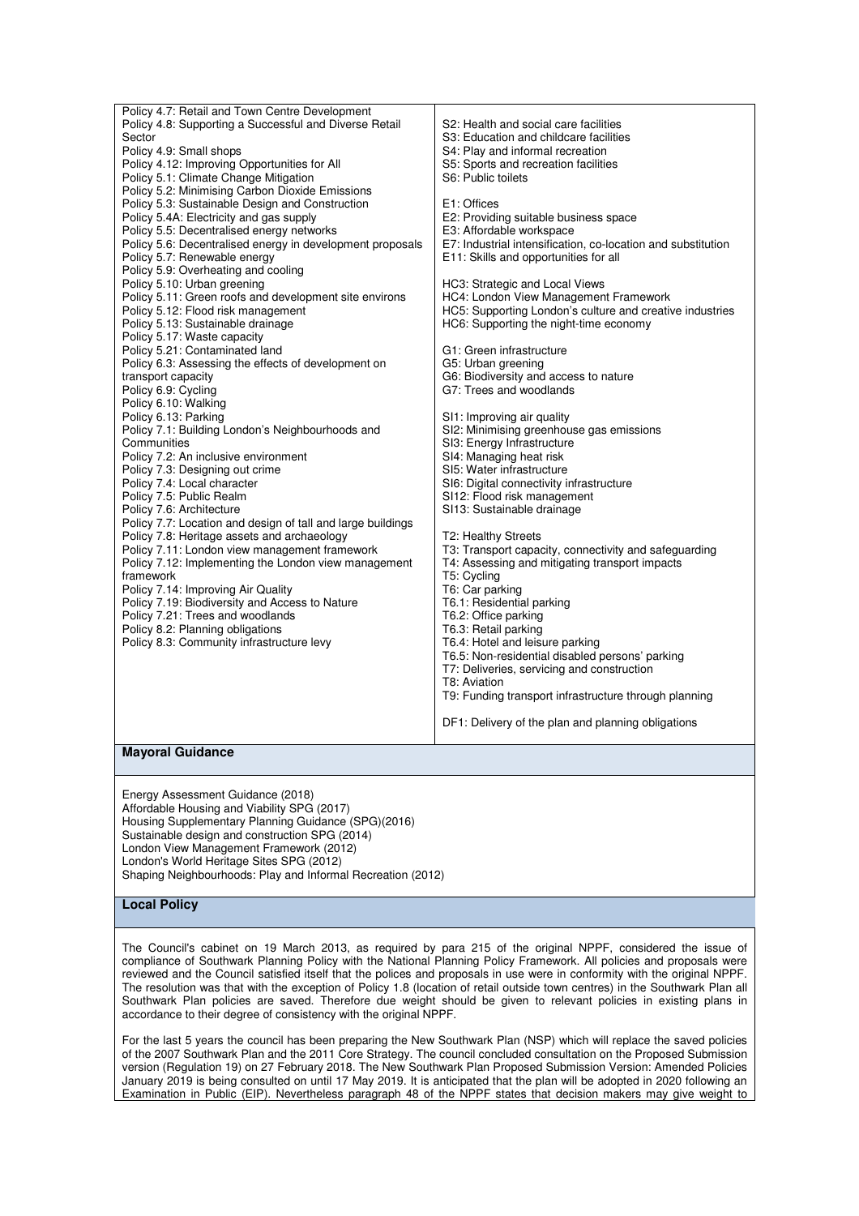| | |
|---|---|
| Policy 4.7: Retail and Town Centre Development<br>Policy 4.8: Supporting a Successful and Diverse Retail Sector<br>Policy 4.9: Small shops<br>Policy 4.12: Improving Opportunities for All<br>Policy 5.1: Climate Change Mitigation<br>Policy 5.2: Minimising Carbon Dioxide Emissions<br>Policy 5.3: Sustainable Design and Construction<br>Policy 5.4A: Electricity and gas supply<br>Policy 5.5: Decentralised energy networks<br>Policy 5.6: Decentralised energy in development proposals<br>Policy 5.7: Renewable energy<br>Policy 5.9: Overheating and cooling<br>Policy 5.10: Urban greening<br>Policy 5.11: Green roofs and development site environs<br>Policy 5.12: Flood risk management<br>Policy 5.13: Sustainable drainage<br>Policy 5.17: Waste capacity<br>Policy 5.21: Contaminated land<br>Policy 6.3: Assessing the effects of development on transport capacity<br>Policy 6.9: Cycling<br>Policy 6.10: Walking<br>Policy 6.13: Parking<br>Policy 7.1: Building London's Neighbourhoods and Communities<br>Policy 7.2: An inclusive environment<br>Policy 7.3: Designing out crime<br>Policy 7.4: Local character<br>Policy 7.5: Public Realm<br>Policy 7.6: Architecture<br>Policy 7.7: Location and design of tall and large buildings<br>Policy 7.8: Heritage assets and archaeology<br>Policy 7.11: London view management framework<br>Policy 7.12: Implementing the London view management framework<br>Policy 7.14: Improving Air Quality<br>Policy 7.19: Biodiversity and Access to Nature<br>Policy 7.21: Trees and woodlands<br>Policy 8.2: Planning obligations<br>Policy 8.3: Community infrastructure levy | S2: Health and social care facilities<br>S3: Education and childcare facilities<br>S4: Play and informal recreation<br>S5: Sports and recreation facilities<br>S6: Public toilets<br><br>E1: Offices<br>E2: Providing suitable business space<br>E3: Affordable workspace<br>E7: Industrial intensification, co-location and substitution<br>E11: Skills and opportunities for all<br><br>HC3: Strategic and Local Views<br>HC4: London View Management Framework<br>HC5: Supporting London's culture and creative industries<br>HC6: Supporting the night-time economy<br><br>G1: Green infrastructure<br>G5: Urban greening<br>G6: Biodiversity and access to nature<br>G7: Trees and woodlands<br><br>SI1: Improving air quality<br>SI2: Minimising greenhouse gas emissions<br>SI3: Energy Infrastructure<br>SI4: Managing heat risk<br>SI5: Water infrastructure<br>SI6: Digital connectivity infrastructure<br>SI12: Flood risk management<br>SI13: Sustainable drainage<br><br>T2: Healthy Streets<br>T3: Transport capacity, connectivity and safeguarding<br>T4: Assessing and mitigating transport impacts<br>T5: Cycling<br>T6: Car parking<br>T6.1: Residential parking<br>T6.2: Office parking<br>T6.3: Retail parking<br>T6.4: Hotel and leisure parking<br>T6.5: Non-residential disabled persons' parking<br>T7: Deliveries, servicing and construction<br>T8: Aviation<br>T9: Funding transport infrastructure through planning<br><br>DF1: Delivery of the plan and planning obligations |

**Mayoral Guidance**

Energy Assessment Guidance (2018)
Affordable Housing and Viability SPG (2017)
Housing Supplementary Planning Guidance (SPG)(2016)
Sustainable design and construction SPG (2014)
London View Management Framework (2012)
London's World Heritage Sites SPG (2012)
Shaping Neighbourhoods: Play and Informal Recreation (2012)

**Local Policy**

The Council's cabinet on 19 March 2013, as required by para 215 of the original NPPF, considered the issue of compliance of Southwark Planning Policy with the National Planning Policy Framework. All policies and proposals were reviewed and the Council satisfied itself that the polices and proposals in use were in conformity with the original NPPF. The resolution was that with the exception of Policy 1.8 (location of retail outside town centres) in the Southwark Plan all Southwark Plan policies are saved. Therefore due weight should be given to relevant policies in existing plans in accordance to their degree of consistency with the original NPPF.

For the last 5 years the council has been preparing the New Southwark Plan (NSP) which will replace the saved policies of the 2007 Southwark Plan and the 2011 Core Strategy. The council concluded consultation on the Proposed Submission version (Regulation 19) on 27 February 2018. The New Southwark Plan Proposed Submission Version: Amended Policies January 2019 is being consulted on until 17 May 2019. It is anticipated that the plan will be adopted in 2020 following an Examination in Public (EIP). Nevertheless paragraph 48 of the NPPF states that decision makers may give weight to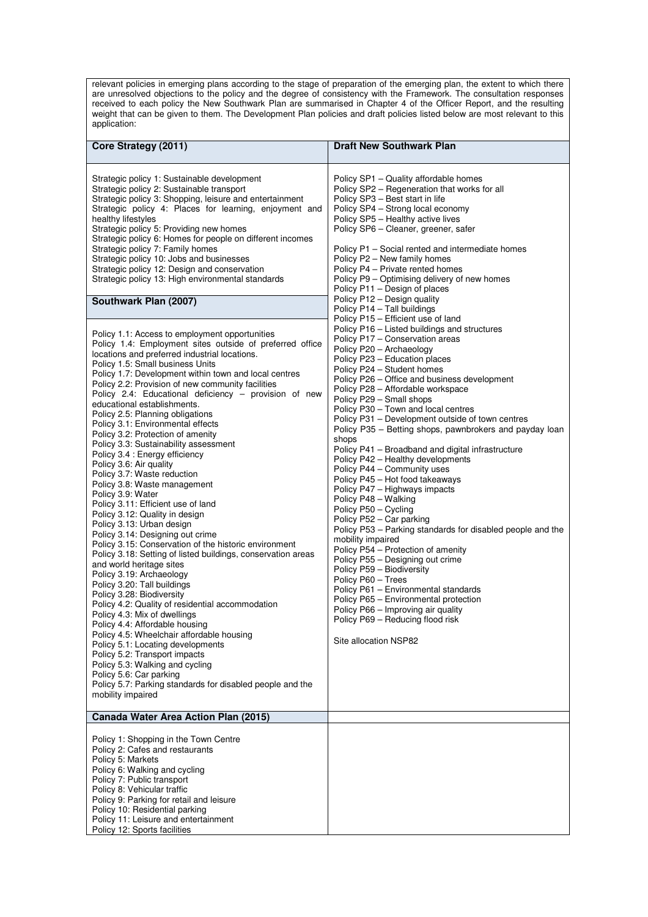relevant policies in emerging plans according to the stage of preparation of the emerging plan, the extent to which there are unresolved objections to the policy and the degree of consistency with the Framework. The consultation responses received to each policy the New Southwark Plan are summarised in Chapter 4 of the Officer Report, and the resulting weight that can be given to them. The Development Plan policies and draft policies listed below are most relevant to this application:

| Core Strategy (2011) | Draft New Southwark Plan |
|---|---|
| Strategic policy 1: Sustainable development<br>Strategic policy 2: Sustainable transport<br>Strategic policy 3: Shopping, leisure and entertainment<br>Strategic policy 4: Places for learning, enjoyment and healthy lifestyles<br>Strategic policy 5: Providing new homes<br>Strategic policy 6: Homes for people on different incomes<br>Strategic policy 7: Family homes<br>Strategic policy 10: Jobs and businesses<br>Strategic policy 12: Design and conservation<br>Strategic policy 13: High environmental standards<br><br>**Southwark Plan (2007)**<br><br>Policy 1.1: Access to employment opportunities<br>Policy 1.4: Employment sites outside of preferred office locations and preferred industrial locations.<br>Policy 1.5: Small business Units<br>Policy 1.7: Development within town and local centres<br>Policy 2.2: Provision of new community facilities<br>Policy 2.4: Educational deficiency – provision of new educational establishments.<br>Policy 2.5: Planning obligations<br>Policy 3.1: Environmental effects<br>Policy 3.2: Protection of amenity<br>Policy 3.3: Sustainability assessment<br>Policy 3.4 : Energy efficiency<br>Policy 3.6: Air quality<br>Policy 3.7: Waste reduction<br>Policy 3.8: Waste management<br>Policy 3.9: Water<br>Policy 3.11: Efficient use of land<br>Policy 3.12: Quality in design<br>Policy 3.13: Urban design<br>Policy 3.14: Designing out crime<br>Policy 3.15: Conservation of the historic environment<br>Policy 3.18: Setting of listed buildings, conservation areas and world heritage sites<br>Policy 3.19: Archaeology<br>Policy 3.20: Tall buildings<br>Policy 3.28: Biodiversity<br>Policy 4.2: Quality of residential accommodation<br>Policy 4.3: Mix of dwellings<br>Policy 4.4: Affordable housing<br>Policy 4.5: Wheelchair affordable housing<br>Policy 5.1: Locating developments<br>Policy 5.2: Transport impacts<br>Policy 5.3: Walking and cycling<br>Policy 5.6: Car parking<br>Policy 5.7: Parking standards for disabled people and the mobility impaired | Policy SP1 – Quality affordable homes<br>Policy SP2 – Regeneration that works for all<br>Policy SP3 – Best start in life<br>Policy SP4 – Strong local economy<br>Policy SP5 – Healthy active lives<br>Policy SP6 – Cleaner, greener, safer<br><br>Policy P1 – Social rented and intermediate homes<br>Policy P2 – New family homes<br>Policy P4 – Private rented homes<br>Policy P9 – Optimising delivery of new homes<br>Policy P11 – Design of places<br>Policy P12 – Design quality<br>Policy P14 – Tall buildings<br>Policy P15 – Efficient use of land<br>Policy P16 – Listed buildings and structures<br>Policy P17 – Conservation areas<br>Policy P20 – Archaeology<br>Policy P23 – Education places<br>Policy P24 – Student homes<br>Policy P26 – Office and business development<br>Policy P28 – Affordable workspace<br>Policy P29 – Small shops<br>Policy P30 – Town and local centres<br>Policy P31 – Development outside of town centres<br>Policy P35 – Betting shops, pawnbrokers and payday loan shops<br>Policy P41 – Broadband and digital infrastructure<br>Policy P42 – Healthy developments<br>Policy P44 – Community uses<br>Policy P45 – Hot food takeaways<br>Policy P47 – Highways impacts<br>Policy P48 – Walking<br>Policy P50 – Cycling<br>Policy P52 – Car parking<br>Policy P53 – Parking standards for disabled people and the mobility impaired<br>Policy P54 – Protection of amenity<br>Policy P55 – Designing out crime<br>Policy P59 – Biodiversity<br>Policy P60 – Trees<br>Policy P61 – Environmental standards<br>Policy P65 – Environmental protection<br>Policy P66 – Improving air quality<br>Policy P69 – Reducing flood risk<br><br>Site allocation NSP82 |
| **Canada Water Area Action Plan (2015)** | |
| Policy 1: Shopping in the Town Centre<br>Policy 2: Cafes and restaurants<br>Policy 5: Markets<br>Policy 6: Walking and cycling<br>Policy 7: Public transport<br>Policy 8: Vehicular traffic<br>Policy 9: Parking for retail and leisure<br>Policy 10: Residential parking<br>Policy 11: Leisure and entertainment<br>Policy 12: Sports facilities | |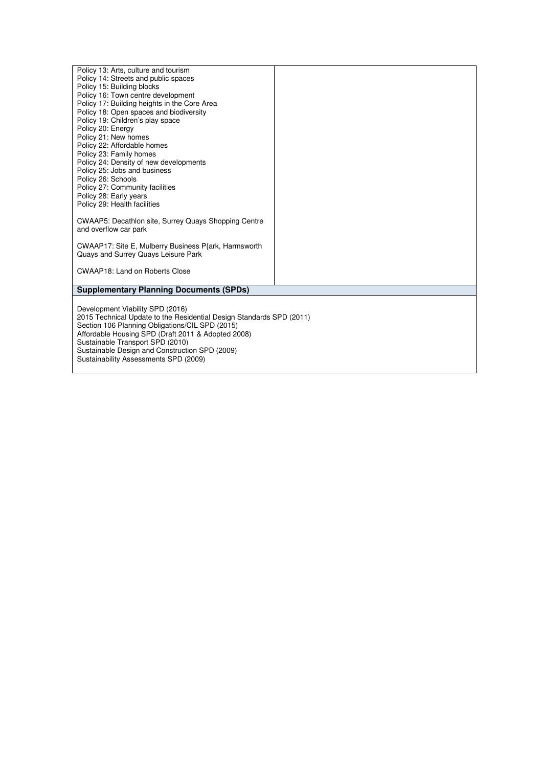| | |
|---|---|
| Policy 13: Arts, culture and tourism<br>Policy 14: Streets and public spaces<br>Policy 15: Building blocks<br>Policy 16: Town centre development<br>Policy 17: Building heights in the Core Area<br>Policy 18: Open spaces and biodiversity<br>Policy 19: Children's play space<br>Policy 20: Energy<br>Policy 21: New homes<br>Policy 22: Affordable homes<br>Policy 23: Family homes<br>Policy 24: Density of new developments<br>Policy 25: Jobs and business<br>Policy 26: Schools<br>Policy 27: Community facilities<br>Policy 28: Early years<br>Policy 29: Health facilities<br><br>CWAAP5: Decathlon site, Surrey Quays Shopping Centre and overflow car park<br><br>CWAAP17: Site E, Mulberry Business P{ark, Harmsworth Quays and Surrey Quays Leisure Park<br><br>CWAAP18: Land on Roberts Close | |

**Supplementary Planning Documents (SPDs)**

Development Viability SPD (2016)
2015 Technical Update to the Residential Design Standards SPD (2011)
Section 106 Planning Obligations/CIL SPD (2015)
Affordable Housing SPD (Draft 2011 & Adopted 2008)
Sustainable Transport SPD (2010)
Sustainable Design and Construction SPD (2009)
Sustainability Assessments SPD (2009)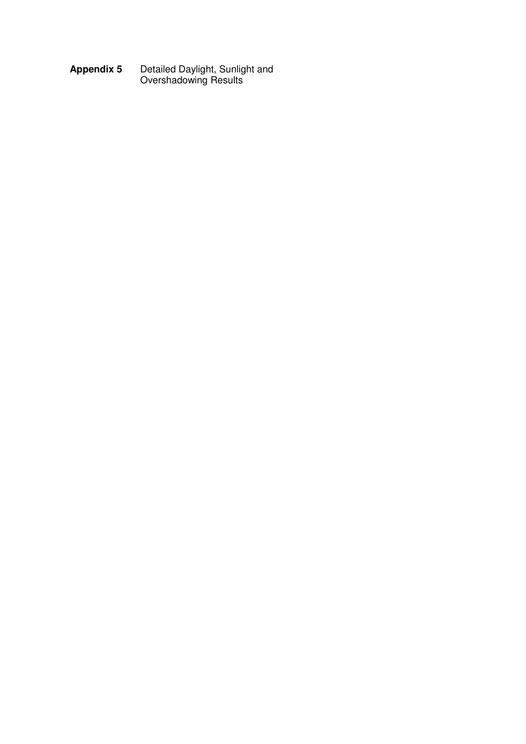**Appendix 5** Detailed Daylight, Sunlight and Overshadowing Results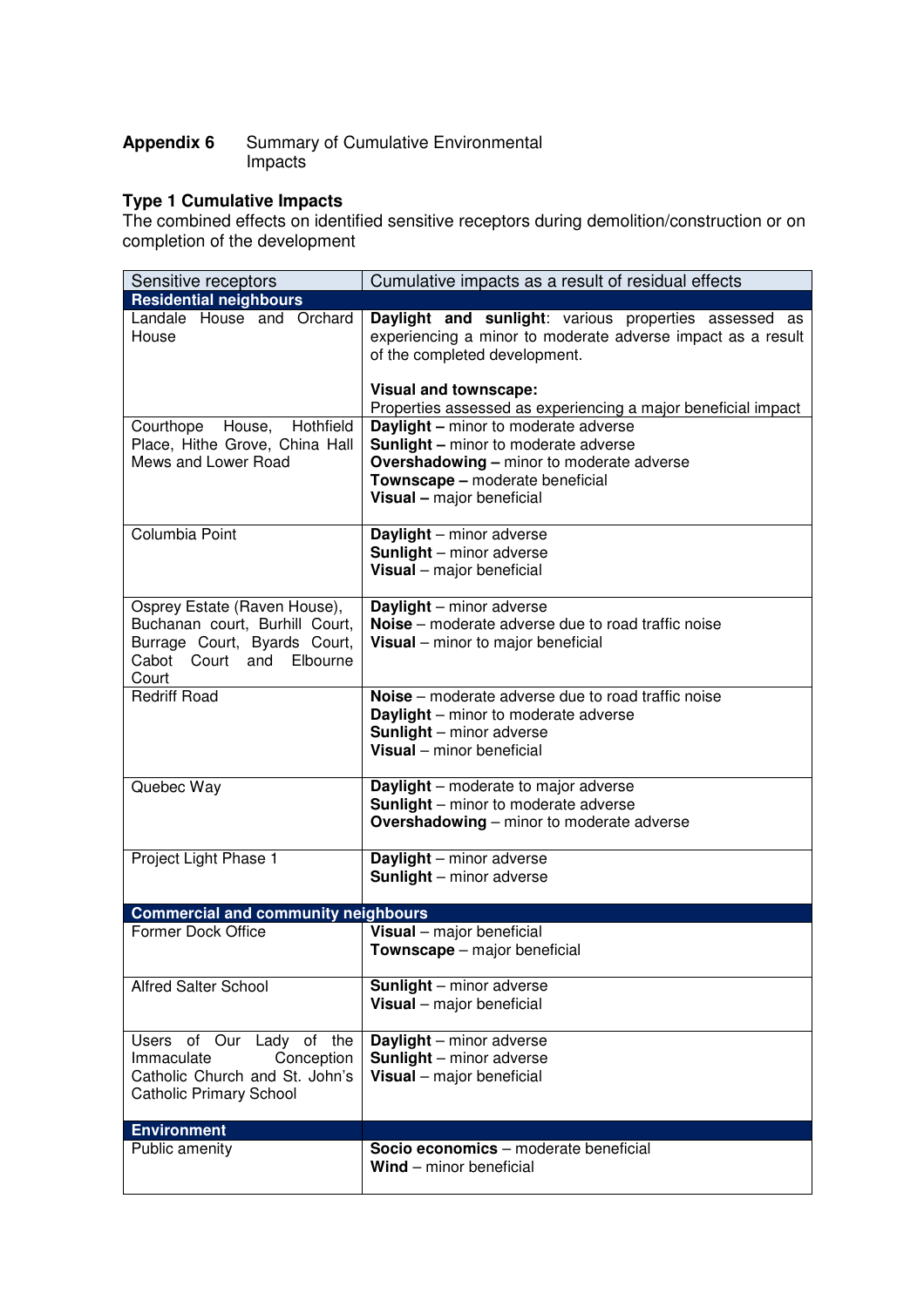**Appendix 6** Summary of Cumulative Environmental Impacts

**Type 1 Cumulative Impacts**

The combined effects on identified sensitive receptors during demolition/construction or on completion of the development

| Sensitive receptors | Cumulative impacts as a result of residual effects |
|---|---|
| **Residential neighbours** | |
| Landale House and Orchard House | **Daylight and sunlight**: various properties assessed as experiencing a minor to moderate adverse impact as a result of the completed development.<br><br>**Visual and townscape:**<br>Properties assessed as experiencing a major beneficial impact |
| Courthope House, Hothfield Place, Hithe Grove, China Hall Mews and Lower Road | **Daylight –** minor to moderate adverse<br>**Sunlight –** minor to moderate adverse<br>**Overshadowing –** minor to moderate adverse<br>**Townscape –** moderate beneficial<br>**Visual –** major beneficial |
| Columbia Point | **Daylight** – minor adverse<br>**Sunlight** – minor adverse<br>**Visual** – major beneficial |
| Osprey Estate (Raven House), Buchanan court, Burhill Court, Burrage Court, Byards Court, Cabot Court and Elbourne Court | **Daylight** – minor adverse<br>**Noise** – moderate adverse due to road traffic noise<br>**Visual** – minor to major beneficial |
| Redriff Road | **Noise** – moderate adverse due to road traffic noise<br>**Daylight** – minor to moderate adverse<br>**Sunlight** – minor adverse<br>**Visual** – minor beneficial |
| Quebec Way | **Daylight** – moderate to major adverse<br>**Sunlight** – minor to moderate adverse<br>**Overshadowing** – minor to moderate adverse |
| Project Light Phase 1 | **Daylight** – minor adverse<br>**Sunlight** – minor adverse |
| **Commercial and community neighbours** | |
| Former Dock Office | **Visual** – major beneficial<br>**Townscape** – major beneficial |
| Alfred Salter School | **Sunlight** – minor adverse<br>**Visual** – major beneficial |
| Users of Our Lady of the Immaculate Conception Catholic Church and St. John's Catholic Primary School | **Daylight** – minor adverse<br>**Sunlight** – minor adverse<br>**Visual** – major beneficial |
| **Environment** | |
| Public amenity | **Socio economics** – moderate beneficial<br>**Wind** – minor beneficial |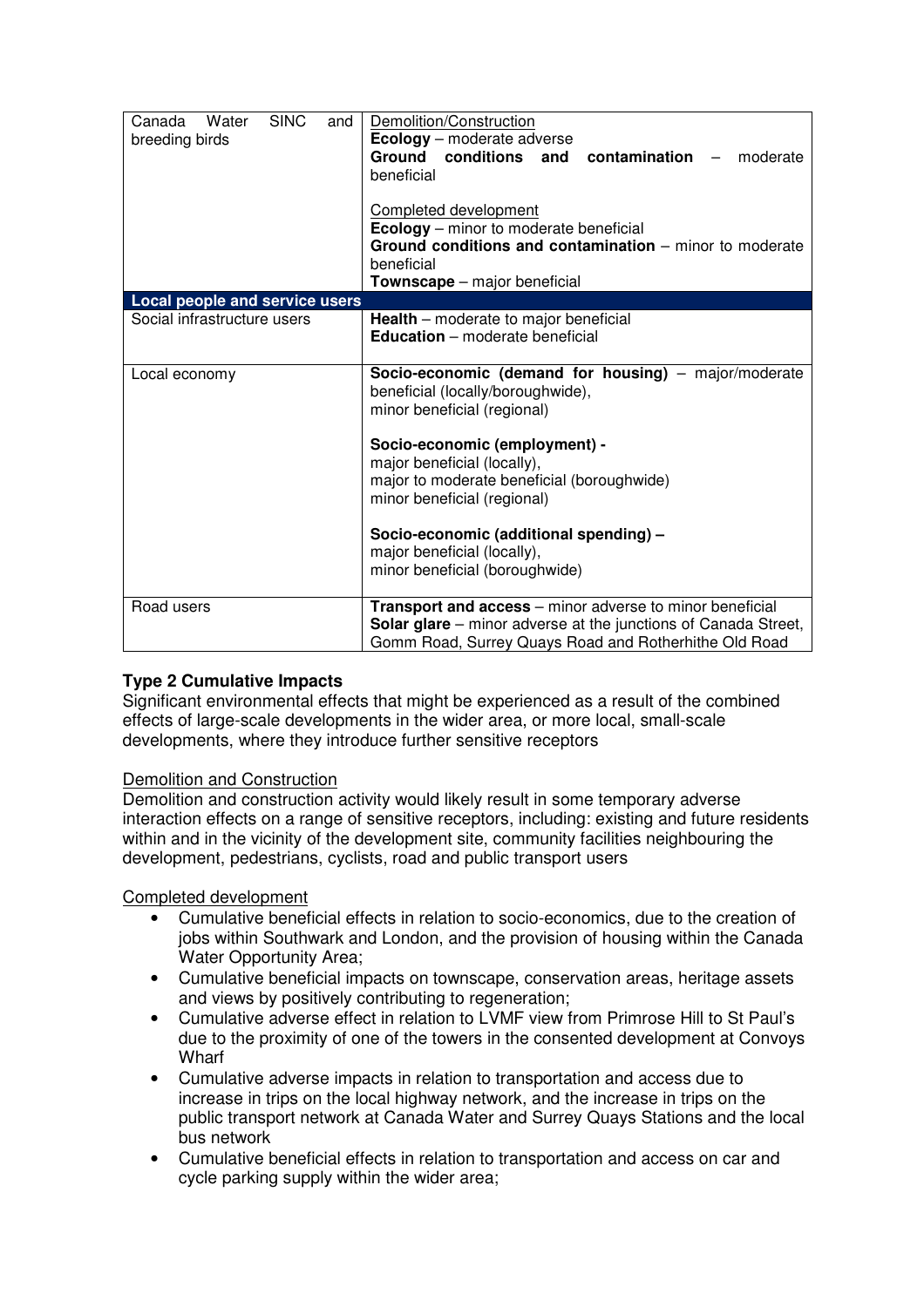| | |
|---|---|
| Canada Water SINC and breeding birds | <u>Demolition/Construction</u><br>**Ecology** – moderate adverse<br>**Ground conditions and contamination** – moderate beneficial<br><br><u>Completed development</u><br>**Ecology** – minor to moderate beneficial<br>**Ground conditions and contamination** – minor to moderate beneficial<br>**Townscape** – major beneficial |
| **Local people and service users** | |
| Social infrastructure users | **Health** – moderate to major beneficial<br>**Education** – moderate beneficial |
| Local economy | **Socio-economic (demand for housing)** – major/moderate beneficial (locally/boroughwide),<br>minor beneficial (regional)<br><br>**Socio-economic (employment) -**<br>major beneficial (locally),<br>major to moderate beneficial (boroughwide)<br>minor beneficial (regional)<br><br>**Socio-economic (additional spending) –**<br>major beneficial (locally),<br>minor beneficial (boroughwide) |
| Road users | **Transport and access** – minor adverse to minor beneficial<br>**Solar glare** – minor adverse at the junctions of Canada Street, Gomm Road, Surrey Quays Road and Rotherhithe Old Road |

**Type 2 Cumulative Impacts**

Significant environmental effects that might be experienced as a result of the combined effects of large-scale developments in the wider area, or more local, small-scale developments, where they introduce further sensitive receptors

<u>Demolition and Construction</u>

Demolition and construction activity would likely result in some temporary adverse interaction effects on a range of sensitive receptors, including: existing and future residents within and in the vicinity of the development site, community facilities neighbouring the development, pedestrians, cyclists, road and public transport users

<u>Completed development</u>

- Cumulative beneficial effects in relation to socio-economics, due to the creation of jobs within Southwark and London, and the provision of housing within the Canada Water Opportunity Area;
- Cumulative beneficial impacts on townscape, conservation areas, heritage assets and views by positively contributing to regeneration;
- Cumulative adverse effect in relation to LVMF view from Primrose Hill to St Paul's due to the proximity of one of the towers in the consented development at Convoys Wharf
- Cumulative adverse impacts in relation to transportation and access due to increase in trips on the local highway network, and the increase in trips on the public transport network at Canada Water and Surrey Quays Stations and the local bus network
- Cumulative beneficial effects in relation to transportation and access on car and cycle parking supply within the wider area;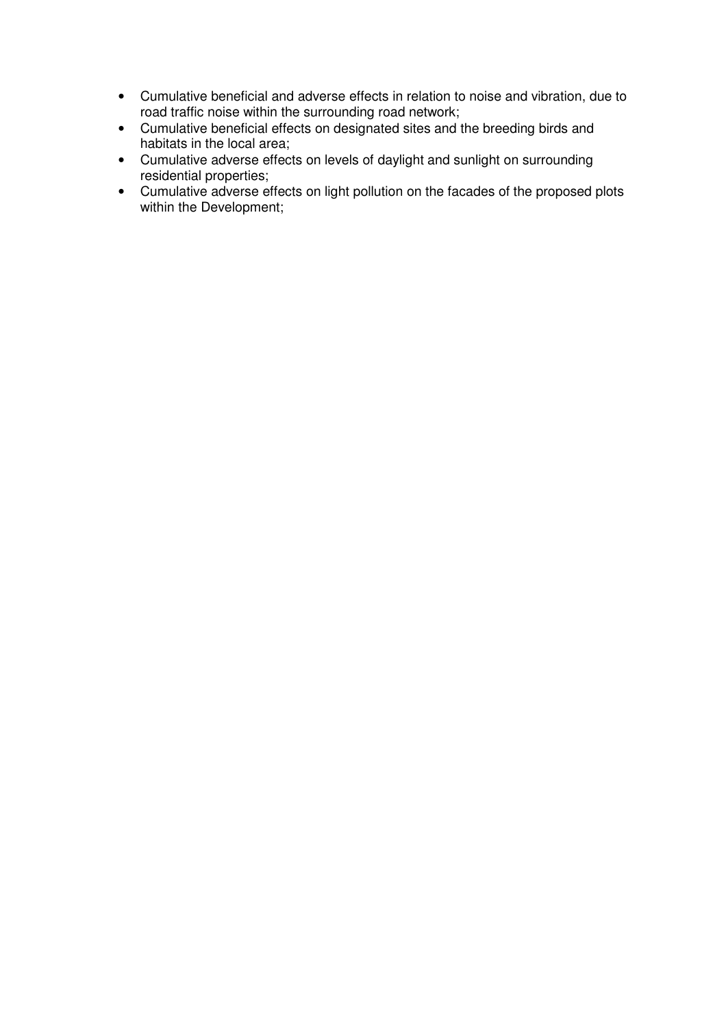- Cumulative beneficial and adverse effects in relation to noise and vibration, due to road traffic noise within the surrounding road network;
- Cumulative beneficial effects on designated sites and the breeding birds and habitats in the local area;
- Cumulative adverse effects on levels of daylight and sunlight on surrounding residential properties;
- Cumulative adverse effects on light pollution on the facades of the proposed plots within the Development;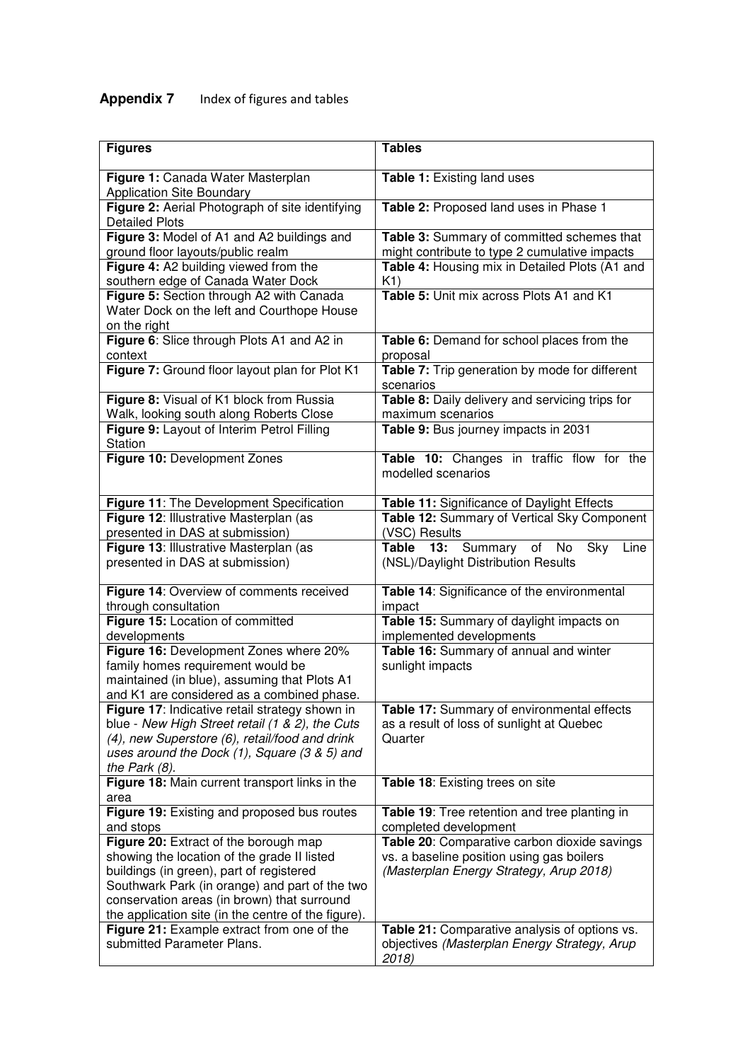**Appendix 7** Index of figures and tables

| Figures | Tables |
|---|---|
| **Figure 1:** Canada Water Masterplan Application Site Boundary | **Table 1:** Existing land uses |
| **Figure 2:** Aerial Photograph of site identifying Detailed Plots | **Table 2:** Proposed land uses in Phase 1 |
| **Figure 3:** Model of A1 and A2 buildings and ground floor layouts/public realm | **Table 3:** Summary of committed schemes that might contribute to type 2 cumulative impacts |
| **Figure 4:** A2 building viewed from the southern edge of Canada Water Dock | **Table 4:** Housing mix in Detailed Plots (A1 and K1) |
| **Figure 5:** Section through A2 with Canada Water Dock on the left and Courthope House on the right | **Table 5:** Unit mix across Plots A1 and K1 |
| **Figure 6**: Slice through Plots A1 and A2 in context | **Table 6:** Demand for school places from the proposal |
| **Figure 7:** Ground floor layout plan for Plot K1 | **Table 7:** Trip generation by mode for different scenarios |
| **Figure 8:** Visual of K1 block from Russia Walk, looking south along Roberts Close | **Table 8:** Daily delivery and servicing trips for maximum scenarios |
| **Figure 9:** Layout of Interim Petrol Filling Station | **Table 9:** Bus journey impacts in 2031 |
| **Figure 10:** Development Zones | **Table 10:** Changes in traffic flow for the modelled scenarios |
| **Figure 11**: The Development Specification | **Table 11:** Significance of Daylight Effects |
| **Figure 12**: Illustrative Masterplan (as presented in DAS at submission) | **Table 12:** Summary of Vertical Sky Component (VSC) Results |
| **Figure 13**: Illustrative Masterplan (as presented in DAS at submission) | **Table 13:** Summary of No Sky Line (NSL)/Daylight Distribution Results |
| **Figure 14**: Overview of comments received through consultation | **Table 14**: Significance of the environmental impact |
| **Figure 15:** Location of committed developments | **Table 15:** Summary of daylight impacts on implemented developments |
| **Figure 16:** Development Zones where 20% family homes requirement would be maintained (in blue), assuming that Plots A1 and K1 are considered as a combined phase. | **Table 16:** Summary of annual and winter sunlight impacts |
| **Figure 17**: Indicative retail strategy shown in blue - *New High Street retail (1 & 2), the Cuts (4), new Superstore (6), retail/food and drink uses around the Dock (1), Square (3 & 5) and the Park (8).* | **Table 17:** Summary of environmental effects as a result of loss of sunlight at Quebec Quarter |
| **Figure 18:** Main current transport links in the area | **Table 18**: Existing trees on site |
| **Figure 19:** Existing and proposed bus routes and stops | **Table 19**: Tree retention and tree planting in completed development |
| **Figure 20:** Extract of the borough map showing the location of the grade II listed buildings (in green), part of registered Southwark Park (in orange) and part of the two conservation areas (in brown) that surround the application site (in the centre of the figure). | **Table 20**: Comparative carbon dioxide savings vs. a baseline position using gas boilers *(Masterplan Energy Strategy, Arup 2018)* |
| **Figure 21:** Example extract from one of the submitted Parameter Plans. | **Table 21:** Comparative analysis of options vs. objectives *(Masterplan Energy Strategy, Arup 2018)* |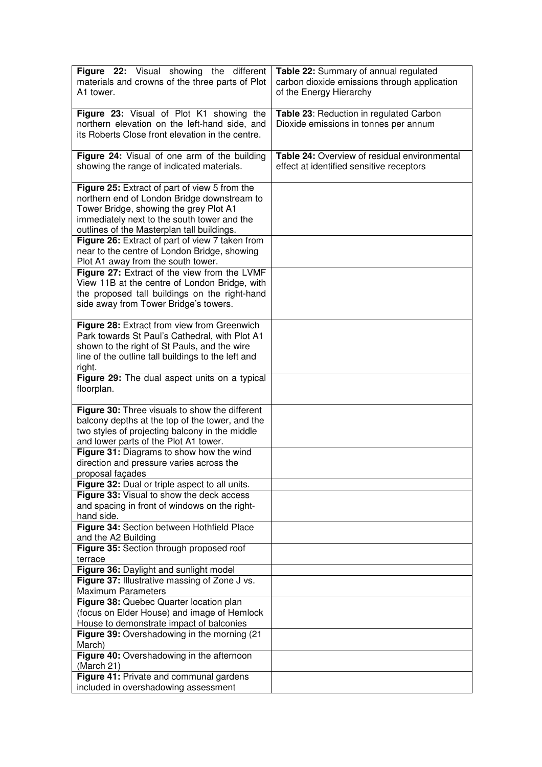| | |
|---|---|
| **Figure 22:** Visual showing the different materials and crowns of the three parts of Plot A1 tower. | **Table 22:** Summary of annual regulated carbon dioxide emissions through application of the Energy Hierarchy |
| **Figure 23:** Visual of Plot K1 showing the northern elevation on the left-hand side, and its Roberts Close front elevation in the centre. | **Table 23**: Reduction in regulated Carbon Dioxide emissions in tonnes per annum |
| **Figure 24:** Visual of one arm of the building showing the range of indicated materials. | **Table 24:** Overview of residual environmental effect at identified sensitive receptors |
| **Figure 25:** Extract of part of view 5 from the northern end of London Bridge downstream to Tower Bridge, showing the grey Plot A1 immediately next to the south tower and the outlines of the Masterplan tall buildings. | |
| **Figure 26:** Extract of part of view 7 taken from near to the centre of London Bridge, showing Plot A1 away from the south tower. | |
| **Figure 27:** Extract of the view from the LVMF View 11B at the centre of London Bridge, with the proposed tall buildings on the right-hand side away from Tower Bridge's towers. | |
| **Figure 28:** Extract from view from Greenwich Park towards St Paul's Cathedral, with Plot A1 shown to the right of St Pauls, and the wire line of the outline tall buildings to the left and right. | |
| **Figure 29:** The dual aspect units on a typical floorplan. | |
| **Figure 30:** Three visuals to show the different balcony depths at the top of the tower, and the two styles of projecting balcony in the middle and lower parts of the Plot A1 tower. | |
| **Figure 31:** Diagrams to show how the wind direction and pressure varies across the proposal façades | |
| **Figure 32:** Dual or triple aspect to all units. | |
| **Figure 33:** Visual to show the deck access and spacing in front of windows on the right-hand side. | |
| **Figure 34:** Section between Hothfield Place and the A2 Building | |
| **Figure 35:** Section through proposed roof terrace | |
| **Figure 36:** Daylight and sunlight model | |
| **Figure 37:** Illustrative massing of Zone J vs. Maximum Parameters | |
| **Figure 38:** Quebec Quarter location plan (focus on Elder House) and image of Hemlock House to demonstrate impact of balconies | |
| **Figure 39:** Overshadowing in the morning (21 March) | |
| **Figure 40:** Overshadowing in the afternoon (March 21) | |
| **Figure 41:** Private and communal gardens included in overshadowing assessment | |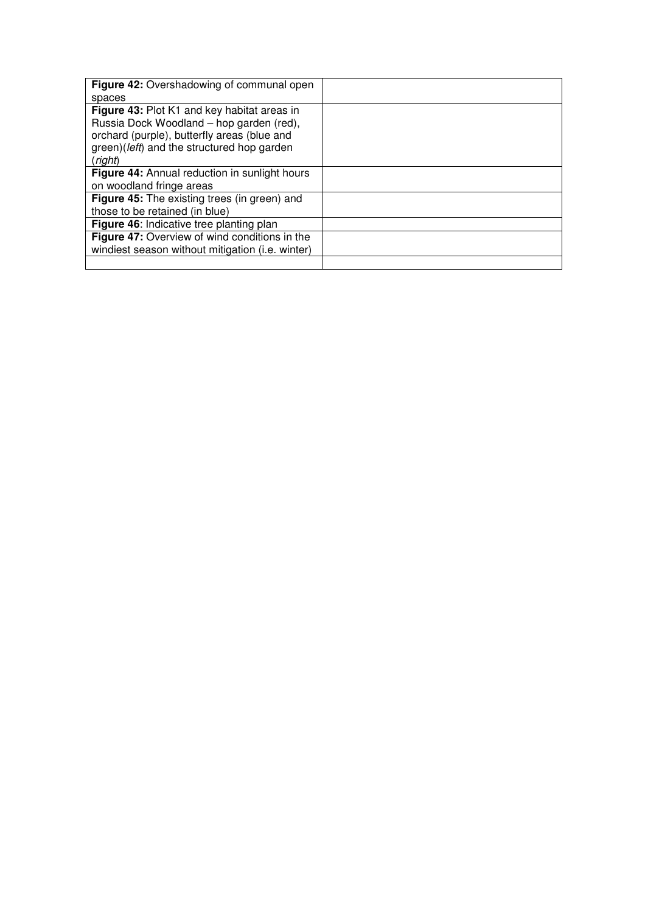| | |
|---|---|
| **Figure 42:** Overshadowing of communal open spaces | |
| **Figure 43:** Plot K1 and key habitat areas in Russia Dock Woodland – hop garden (red), orchard (purple), butterfly areas (blue and green)(*left*) and the structured hop garden (*right*) | |
| **Figure 44:** Annual reduction in sunlight hours on woodland fringe areas | |
| **Figure 45:** The existing trees (in green) and those to be retained (in blue) | |
| **Figure 46**: Indicative tree planting plan | |
| **Figure 47:** Overview of wind conditions in the windiest season without mitigation (i.e. winter) | |
| | |